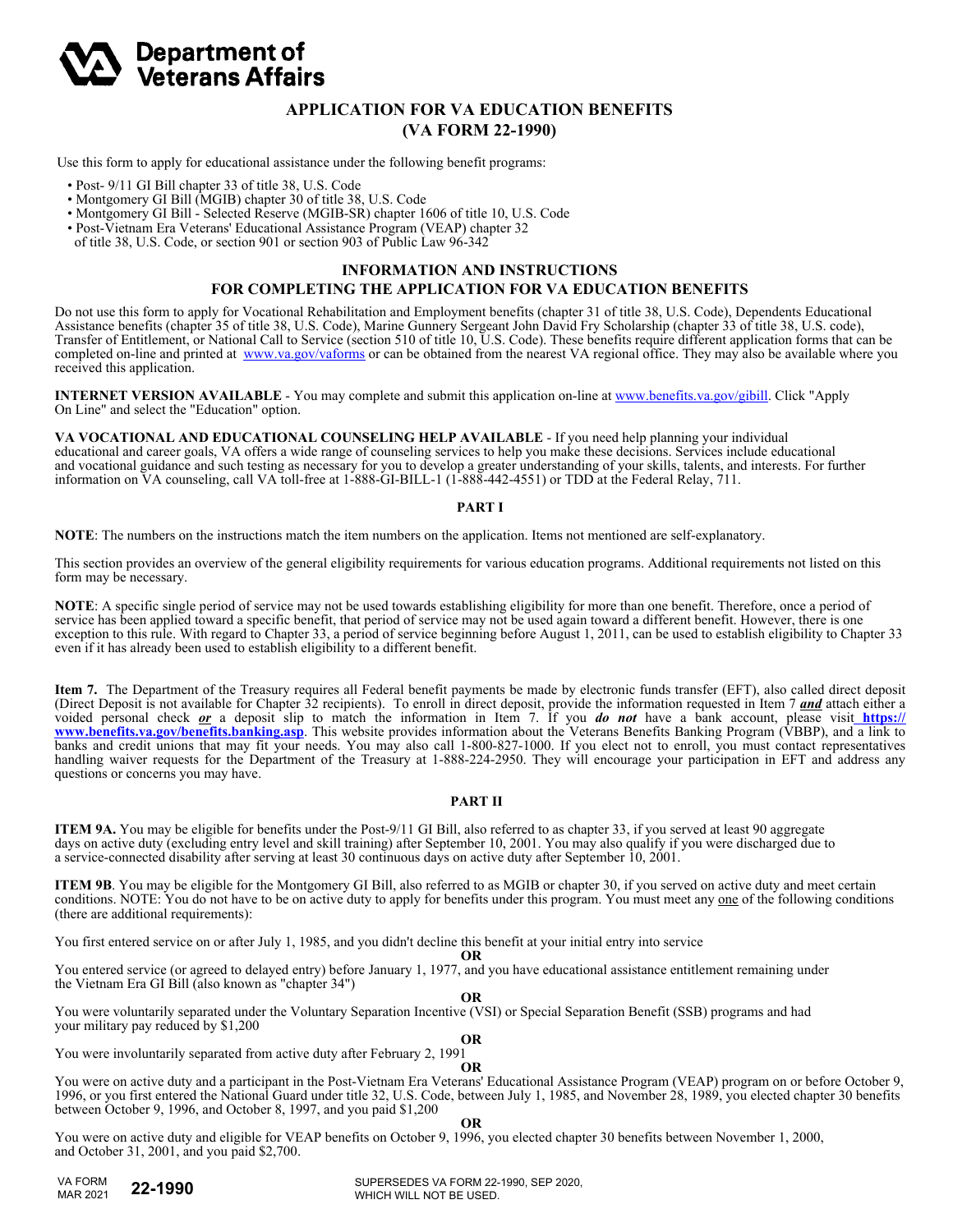**Department of Veterans Affairs**

# APPLICATION FOR VA EDUCATION BENEFITS
# (VA FORM 22-1990)

Use this form to apply for educational assistance under the following benefit programs:

- Post- 9/11 GI Bill chapter 33 of title 38, U.S. Code
- Montgomery GI Bill (MGIB) chapter 30 of title 38, U.S. Code
- Montgomery GI Bill - Selected Reserve (MGIB-SR) chapter 1606 of title 10, U.S. Code
- Post-Vietnam Era Veterans' Educational Assistance Program (VEAP) chapter 32 of title 38, U.S. Code, or section 901 or section 903 of Public Law 96-342

## INFORMATION AND INSTRUCTIONS FOR COMPLETING THE APPLICATION FOR VA EDUCATION BENEFITS

Do not use this form to apply for Vocational Rehabilitation and Employment benefits (chapter 31 of title 38, U.S. Code), Dependents Educational Assistance benefits (chapter 35 of title 38, U.S. Code), Marine Gunnery Sergeant John David Fry Scholarship (chapter 33 of title 38, U.S. code), Transfer of Entitlement, or National Call to Service (section 510 of title 10, U.S. Code). These benefits require different application forms that can be completed on-line and printed at www.va.gov/vaforms or can be obtained from the nearest VA regional office. They may also be available where you received this application.

**INTERNET VERSION AVAILABLE** - You may complete and submit this application on-line at www.benefits.va.gov/gibill. Click "Apply On Line" and select the "Education" option.

**VA VOCATIONAL AND EDUCATIONAL COUNSELING HELP AVAILABLE** - If you need help planning your individual educational and career goals, VA offers a wide range of counseling services to help you make these decisions. Services include educational and vocational guidance and such testing as necessary for you to develop a greater understanding of your skills, talents, and interests. For further information on VA counseling, call VA toll-free at 1-888-GI-BILL-1 (1-888-442-4551) or TDD at the Federal Relay, 711.

### PART I

**NOTE**: The numbers on the instructions match the item numbers on the application. Items not mentioned are self-explanatory.

This section provides an overview of the general eligibility requirements for various education programs. Additional requirements not listed on this form may be necessary.

**NOTE**: A specific single period of service may not be used towards establishing eligibility for more than one benefit. Therefore, once a period of service has been applied toward a specific benefit, that period of service may not be used again toward a different benefit. However, there is one exception to this rule. With regard to Chapter 33, a period of service beginning before August 1, 2011, can be used to establish eligibility to Chapter 33 even if it has already been used to establish eligibility to a different benefit.

**Item 7.** The Department of the Treasury requires all Federal benefit payments be made by electronic funds transfer (EFT), also called direct deposit (Direct Deposit is not available for Chapter 32 recipients). To enroll in direct deposit, provide the information requested in Item 7 ***and*** attach either a voided personal check ***or*** a deposit slip to match the information in Item 7. If you ***do not*** have a bank account, please visit **https://www.benefits.va.gov/benefits.banking.asp**. This website provides information about the Veterans Benefits Banking Program (VBBP), and a link to banks and credit unions that may fit your needs. You may also call 1-800-827-1000. If you elect not to enroll, you must contact representatives handling waiver requests for the Department of the Treasury at 1-888-224-2950. They will encourage your participation in EFT and address any questions or concerns you may have.

### PART II

**ITEM 9A.** You may be eligible for benefits under the Post-9/11 GI Bill, also referred to as chapter 33, if you served at least 90 aggregate days on active duty (excluding entry level and skill training) after September 10, 2001. You may also qualify if you were discharged due to a service-connected disability after serving at least 30 continuous days on active duty after September 10, 2001.

**ITEM 9B**. You may be eligible for the Montgomery GI Bill, also referred to as MGIB or chapter 30, if you served on active duty and meet certain conditions. NOTE: You do not have to be on active duty to apply for benefits under this program. You must meet any one of the following conditions (there are additional requirements):

You first entered service on or after July 1, 1985, and you didn't decline this benefit at your initial entry into service

**OR**

You entered service (or agreed to delayed entry) before January 1, 1977, and you have educational assistance entitlement remaining under the Vietnam Era GI Bill (also known as "chapter 34")

**OR**

You were voluntarily separated under the Voluntary Separation Incentive (VSI) or Special Separation Benefit (SSB) programs and had your military pay reduced by $1,200

**OR**

You were involuntarily separated from active duty after February 2, 1991

**OR**

You were on active duty and a participant in the Post-Vietnam Era Veterans' Educational Assistance Program (VEAP) program on or before October 9, 1996, or you first entered the National Guard under title 32, U.S. Code, between July 1, 1985, and November 28, 1989, you elected chapter 30 benefits between October 9, 1996, and October 8, 1997, and you paid $1,200

**OR**

You were on active duty and eligible for VEAP benefits on October 9, 1996, you elected chapter 30 benefits between November 1, 2000, and October 31, 2001, and you paid $2,700.

VA FORM MAR 2021 **22-1990** SUPERSEDES VA FORM 22-1990, SEP 2020, WHICH WILL NOT BE USED.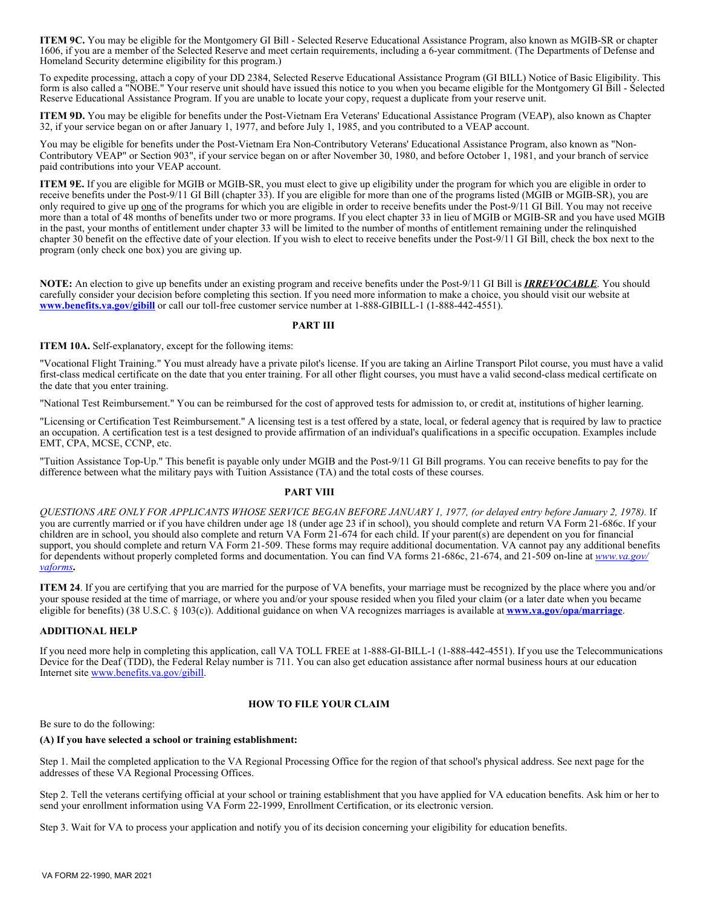**ITEM 9C.** You may be eligible for the Montgomery GI Bill - Selected Reserve Educational Assistance Program, also known as MGIB-SR or chapter 1606, if you are a member of the Selected Reserve and meet certain requirements, including a 6-year commitment. (The Departments of Defense and Homeland Security determine eligibility for this program.)

To expedite processing, attach a copy of your DD 2384, Selected Reserve Educational Assistance Program (GI BILL) Notice of Basic Eligibility. This form is also called a "NOBE." Your reserve unit should have issued this notice to you when you became eligible for the Montgomery GI Bill - Selected Reserve Educational Assistance Program. If you are unable to locate your copy, request a duplicate from your reserve unit.

**ITEM 9D.** You may be eligible for benefits under the Post-Vietnam Era Veterans' Educational Assistance Program (VEAP), also known as Chapter 32, if your service began on or after January 1, 1977, and before July 1, 1985, and you contributed to a VEAP account.

You may be eligible for benefits under the Post-Vietnam Era Non-Contributory Veterans' Educational Assistance Program, also known as "Non-Contributory VEAP" or Section 903", if your service began on or after November 30, 1980, and before October 1, 1981, and your branch of service paid contributions into your VEAP account.

**ITEM 9E.** If you are eligible for MGIB or MGIB-SR, you must elect to give up eligibility under the program for which you are eligible in order to receive benefits under the Post-9/11 GI Bill (chapter 33). If you are eligible for more than one of the programs listed (MGIB or MGIB-SR), you are only required to give up one of the programs for which you are eligible in order to receive benefits under the Post-9/11 GI Bill. You may not receive more than a total of 48 months of benefits under two or more programs. If you elect chapter 33 in lieu of MGIB or MGIB-SR and you have used MGIB in the past, your months of entitlement under chapter 33 will be limited to the number of months of entitlement remaining under the relinquished chapter 30 benefit on the effective date of your election. If you wish to elect to receive benefits under the Post-9/11 GI Bill, check the box next to the program (only check one box) you are giving up.

**NOTE:** An election to give up benefits under an existing program and receive benefits under the Post-9/11 GI Bill is ***IRREVOCABLE***. You should carefully consider your decision before completing this section. If you need more information to make a choice, you should visit our website at **www.benefits.va.gov/gibill** or call our toll-free customer service number at 1-888-GIBILL-1 (1-888-442-4551).

## PART III

**ITEM 10A.** Self-explanatory, except for the following items:

"Vocational Flight Training." You must already have a private pilot's license. If you are taking an Airline Transport Pilot course, you must have a valid first-class medical certificate on the date that you enter training. For all other flight courses, you must have a valid second-class medical certificate on the date that you enter training.

"National Test Reimbursement." You can be reimbursed for the cost of approved tests for admission to, or credit at, institutions of higher learning.

"Licensing or Certification Test Reimbursement." A licensing test is a test offered by a state, local, or federal agency that is required by law to practice an occupation. A certification test is a test designed to provide affirmation of an individual's qualifications in a specific occupation. Examples include EMT, CPA, MCSE, CCNP, etc.

"Tuition Assistance Top-Up." This benefit is payable only under MGIB and the Post-9/11 GI Bill programs. You can receive benefits to pay for the difference between what the military pays with Tuition Assistance (TA) and the total costs of these courses.

## PART VIII

*QUESTIONS ARE ONLY FOR APPLICANTS WHOSE SERVICE BEGAN BEFORE JANUARY 1, 1977, (or delayed entry before January 2, 1978).* If you are currently married or if you have children under age 18 (under age 23 if in school), you should complete and return VA Form 21-686c. If your children are in school, you should also complete and return VA Form 21-674 for each child. If your parent(s) are dependent on you for financial support, you should complete and return VA Form 21-509. These forms may require additional documentation. VA cannot pay any additional benefits for dependents without properly completed forms and documentation. You can find VA forms 21-686c, 21-674, and 21-509 on-line at *www.va.gov/vaforms***.**

**ITEM 24**. If you are certifying that you are married for the purpose of VA benefits, your marriage must be recognized by the place where you and/or your spouse resided at the time of marriage, or where you and/or your spouse resided when you filed your claim (or a later date when you became eligible for benefits) (38 U.S.C. § 103(c)). Additional guidance on when VA recognizes marriages is available at **www.va.gov/opa/marriage**.

## ADDITIONAL HELP

If you need more help in completing this application, call VA TOLL FREE at 1-888-GI-BILL-1 (1-888-442-4551). If you use the Telecommunications Device for the Deaf (TDD), the Federal Relay number is 711. You can also get education assistance after normal business hours at our education Internet site www.benefits.va.gov/gibill.

## HOW TO FILE YOUR CLAIM

Be sure to do the following:

**(A) If you have selected a school or training establishment:**

Step 1. Mail the completed application to the VA Regional Processing Office for the region of that school's physical address. See next page for the addresses of these VA Regional Processing Offices.

Step 2. Tell the veterans certifying official at your school or training establishment that you have applied for VA education benefits. Ask him or her to send your enrollment information using VA Form 22-1999, Enrollment Certification, or its electronic version.

Step 3. Wait for VA to process your application and notify you of its decision concerning your eligibility for education benefits.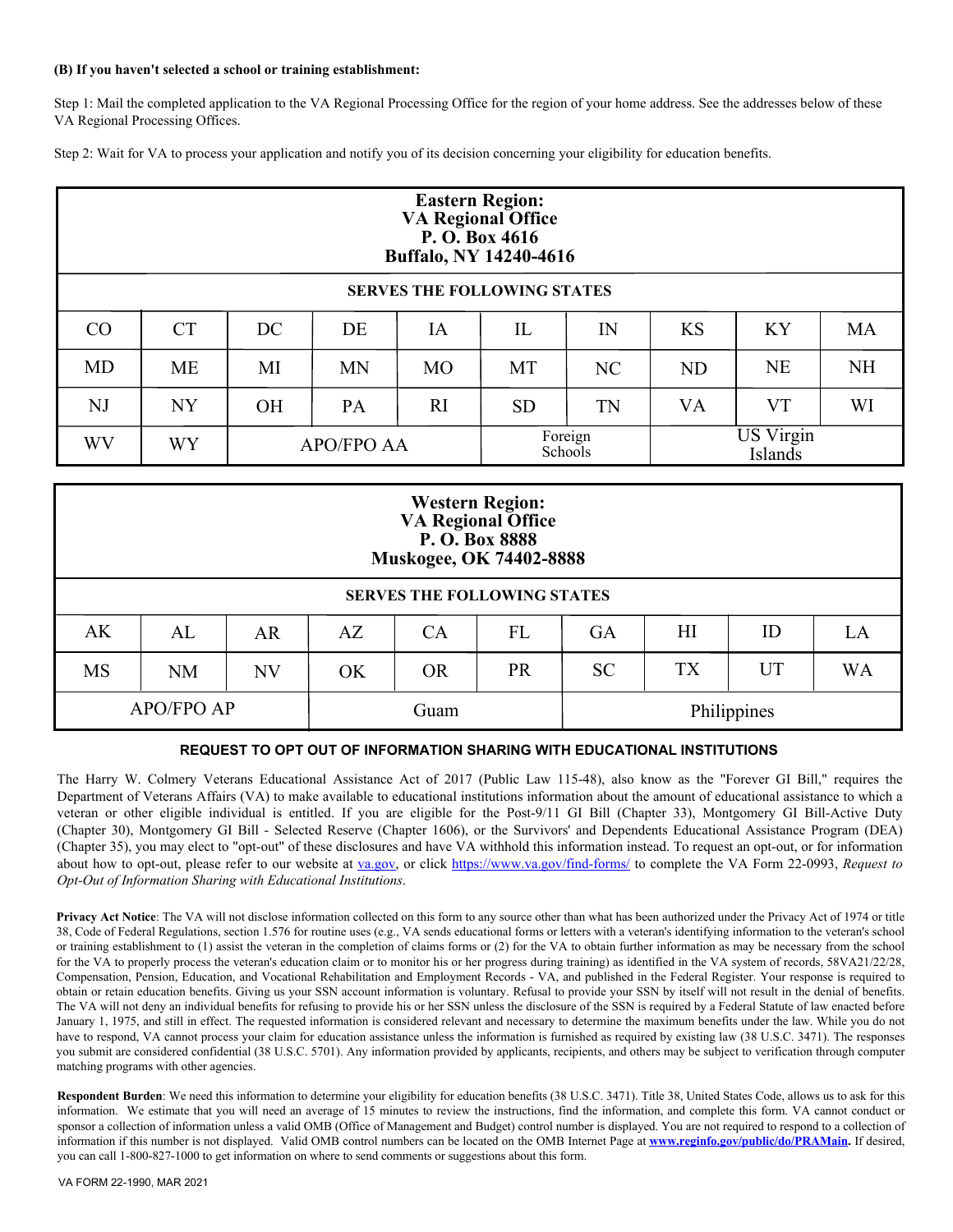**(B) If you haven't selected a school or training establishment:**

Step 1: Mail the completed application to the VA Regional Processing Office for the region of your home address. See the addresses below of these VA Regional Processing Offices.

Step 2: Wait for VA to process your application and notify you of its decision concerning your eligibility for education benefits.

| **Eastern Region: VA Regional Office P. O. Box 4616 Buffalo, NY 14240-4616** | | | | | | | | | |
|---|---|---|---|---|---|---|---|---|---|
| **SERVES THE FOLLOWING STATES** | | | | | | | | | |
| CO | CT | DC | DE | IA | IL | IN | KS | KY | MA |
| MD | ME | MI | MN | MO | MT | NC | ND | NE | NH |
| NJ | NY | OH | PA | RI | SD | TN | VA | VT | WI |
| WV | WY | APO/FPO AA | | | Foreign Schools | | US Virgin Islands | | |

| **Western Region: VA Regional Office P. O. Box 8888 Muskogee, OK 74402-8888** | | | | | | | | | |
|---|---|---|---|---|---|---|---|---|---|
| **SERVES THE FOLLOWING STATES** | | | | | | | | | |
| AK | AL | AR | AZ | CA | FL | GA | HI | ID | LA |
| MS | NM | NV | OK | OR | PR | SC | TX | UT | WA |
| APO/FPO AP | | | Guam | | | Philippines | | | |

**REQUEST TO OPT OUT OF INFORMATION SHARING WITH EDUCATIONAL INSTITUTIONS**

The Harry W. Colmery Veterans Educational Assistance Act of 2017 (Public Law 115-48), also know as the "Forever GI Bill," requires the Department of Veterans Affairs (VA) to make available to educational institutions information about the amount of educational assistance to which a veteran or other eligible individual is entitled. If you are eligible for the Post-9/11 GI Bill (Chapter 33), Montgomery GI Bill-Active Duty (Chapter 30), Montgomery GI Bill - Selected Reserve (Chapter 1606), or the Survivors' and Dependents Educational Assistance Program (DEA) (Chapter 35), you may elect to "opt-out" of these disclosures and have VA withhold this information instead. To request an opt-out, or for information about how to opt-out, please refer to our website at va.gov, or click https://www.va.gov/find-forms/ to complete the VA Form 22-0993, *Request to Opt-Out of Information Sharing with Educational Institutions*.

**Privacy Act Notice**: The VA will not disclose information collected on this form to any source other than what has been authorized under the Privacy Act of 1974 or title 38, Code of Federal Regulations, section 1.576 for routine uses (e.g., VA sends educational forms or letters with a veteran's identifying information to the veteran's school or training establishment to (1) assist the veteran in the completion of claims forms or (2) for the VA to obtain further information as may be necessary from the school for the VA to properly process the veteran's education claim or to monitor his or her progress during training) as identified in the VA system of records, 58VA21/22/28, Compensation, Pension, Education, and Vocational Rehabilitation and Employment Records - VA, and published in the Federal Register. Your response is required to obtain or retain education benefits. Giving us your SSN account information is voluntary. Refusal to provide your SSN by itself will not result in the denial of benefits. The VA will not deny an individual benefits for refusing to provide his or her SSN unless the disclosure of the SSN is required by a Federal Statute of law enacted before January 1, 1975, and still in effect. The requested information is considered relevant and necessary to determine the maximum benefits under the law. While you do not have to respond, VA cannot process your claim for education assistance unless the information is furnished as required by existing law (38 U.S.C. 3471). The responses you submit are considered confidential (38 U.S.C. 5701). Any information provided by applicants, recipients, and others may be subject to verification through computer matching programs with other agencies.

**Respondent Burden**: We need this information to determine your eligibility for education benefits (38 U.S.C. 3471). Title 38, United States Code, allows us to ask for this information. We estimate that you will need an average of 15 minutes to review the instructions, find the information, and complete this form. VA cannot conduct or sponsor a collection of information unless a valid OMB (Office of Management and Budget) control number is displayed. You are not required to respond to a collection of information if this number is not displayed. Valid OMB control numbers can be located on the OMB Internet Page at **www.reginfo.gov/public/do/PRAMain.** If desired, you can call 1-800-827-1000 to get information on where to send comments or suggestions about this form.

VA FORM 22-1990, MAR 2021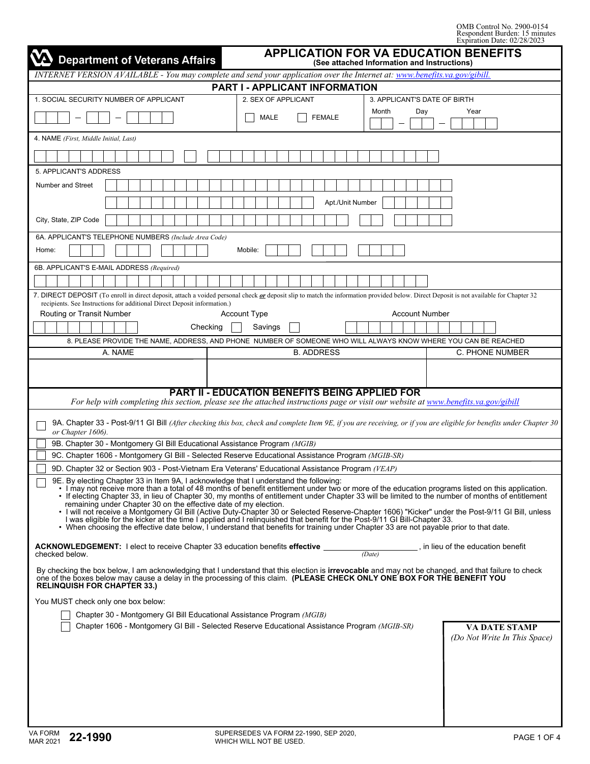OMB Control No. 2900-0154
Respondent Burden: 15 minutes
Expiration Date: 02/28/2023

# Department of Veterans Affairs

# APPLICATION FOR VA EDUCATION BENEFITS

**(See attached Information and Instructions)**

*INTERNET VERSION AVAILABLE - You may complete and send your application over the Internet at: www.benefits.va.gov/gibill.*

## PART I - APPLICANT INFORMATION

| 1. SOCIAL SECURITY NUMBER OF APPLICANT | 2. SEX OF APPLICANT | 3. APPLICANT'S DATE OF BIRTH |
|---|---|---|
| ___ – ___ – ___ | ☐ MALE ☐ FEMALE | Month – Day – Year |

4. NAME *(First, Middle Initial, Last)*

5. APPLICANT'S ADDRESS

Number and Street

Apt./Unit Number

City, State, ZIP Code

6A. APPLICANT'S TELEPHONE NUMBERS *(Include Area Code)*

Home:

Mobile:

6B. APPLICANT'S E-MAIL ADDRESS *(Required)*

7. DIRECT DEPOSIT (To enroll in direct deposit, attach a voided personal check ***or*** deposit slip to match the information provided below. Direct Deposit is not available for Chapter 32 recipients. See Instructions for additional Direct Deposit information.)

| Routing or Transit Number | Account Type | Account Number |
|---|---|---|
| | Checking ☐ Savings ☐ | |

8. PLEASE PROVIDE THE NAME, ADDRESS, AND PHONE NUMBER OF SOMEONE WHO WILL ALWAYS KNOW WHERE YOU CAN BE REACHED

| A. NAME | B. ADDRESS | C. PHONE NUMBER |
|---|---|---|
| | | |

## PART II - EDUCATION BENEFITS BEING APPLIED FOR

*For help with completing this section, please see the attached instructions page or visit our website at www.benefits.va.gov/gibill*

☐ 9A. Chapter 33 - Post-9/11 GI Bill *(After checking this box, check and complete Item 9E, if you are receiving, or if you are eligible for benefits under Chapter 30 or Chapter 1606).*

☐ 9B. Chapter 30 - Montgomery GI Bill Educational Assistance Program *(MGIB)*

☐ 9C. Chapter 1606 - Montgomery GI Bill - Selected Reserve Educational Assistance Program *(MGIB-SR)*

☐ 9D. Chapter 32 or Section 903 - Post-Vietnam Era Veterans' Educational Assistance Program *(VEAP)*

☐ 9E. By electing Chapter 33 in Item 9A, I acknowledge that I understand the following:

- I may not receive more than a total of 48 months of benefit entitlement under two or more of the education programs listed on this application.
- If electing Chapter 33, in lieu of Chapter 30, my months of entitlement under Chapter 33 will be limited to the number of months of entitlement remaining under Chapter 30 on the effective date of my election.
- I will not receive a Montgomery GI Bill (Active Duty-Chapter 30 or Selected Reserve-Chapter 1606) "Kicker" under the Post-9/11 GI Bill, unless I was eligible for the kicker at the time I applied and I relinquished that benefit for the Post-9/11 GI Bill-Chapter 33.
- When choosing the effective date below, I understand that benefits for training under Chapter 33 are not payable prior to that date.

**ACKNOWLEDGEMENT:** I elect to receive Chapter 33 education benefits **effective** ________________ *(Date)*, in lieu of the education benefit checked below.

By checking the box below, I am acknowledging that I understand that this election is **irrevocable** and may not be changed, and that failure to check one of the boxes below may cause a delay in the processing of this claim. **(PLEASE CHECK ONLY ONE BOX FOR THE BENEFIT YOU RELINQUISH FOR CHAPTER 33.)**

You MUST check only one box below:

☐ Chapter 30 - Montgomery GI Bill Educational Assistance Program *(MGIB)*

☐ Chapter 1606 - Montgomery GI Bill - Selected Reserve Educational Assistance Program *(MGIB-SR)*

**VA DATE STAMP**
*(Do Not Write In This Space)*

VA FORM MAR 2021 **22-1990**

SUPERSEDES VA FORM 22-1990, SEP 2020, WHICH WILL NOT BE USED.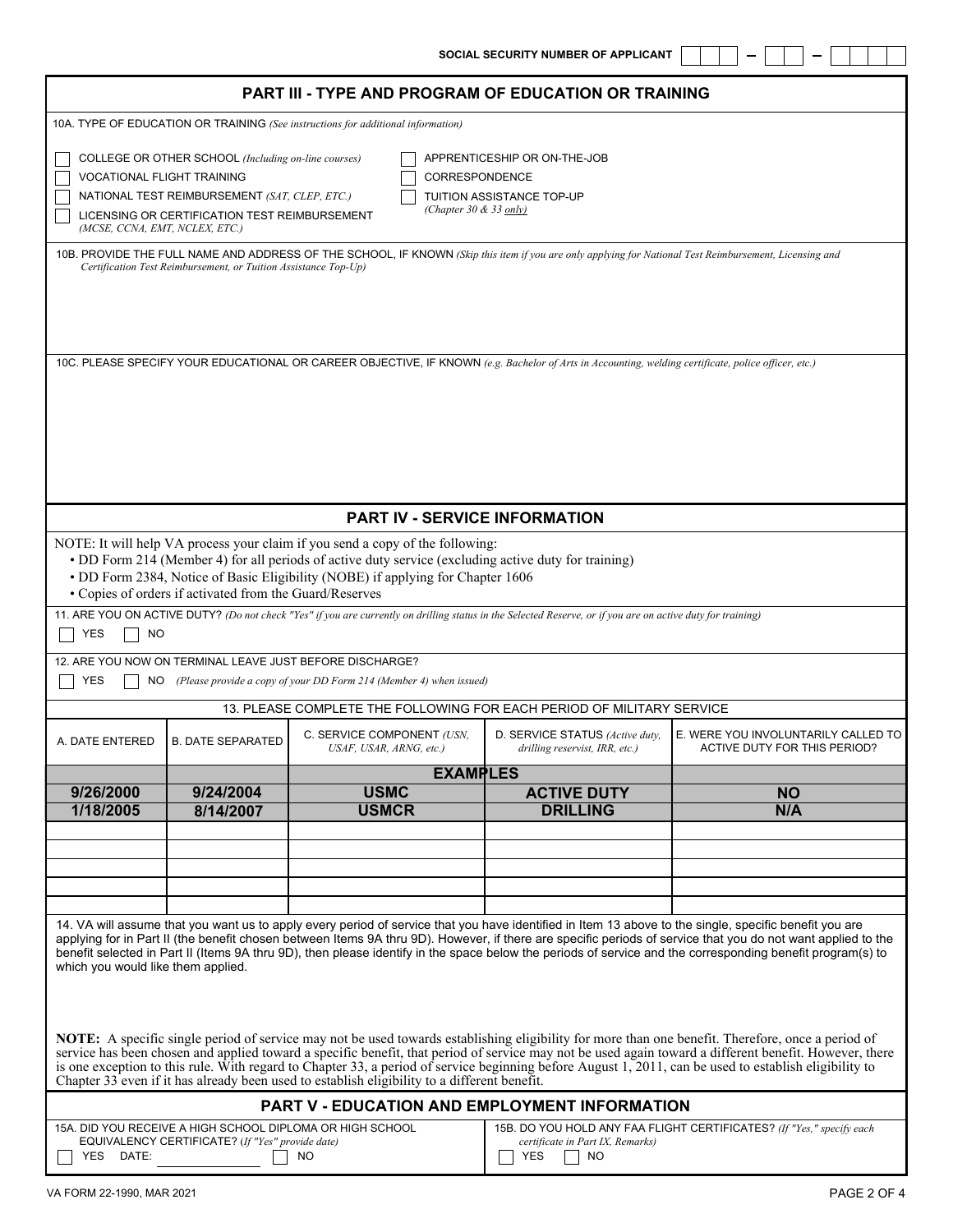SOCIAL SECURITY NUMBER OF APPLICANT ☐☐☐ – ☐☐ – ☐☐☐☐

## PART III - TYPE AND PROGRAM OF EDUCATION OR TRAINING

10A. TYPE OF EDUCATION OR TRAINING *(See instructions for additional information)*

- ☐ COLLEGE OR OTHER SCHOOL *(Including on-line courses)*
- ☐ VOCATIONAL FLIGHT TRAINING
- ☐ NATIONAL TEST REIMBURSEMENT *(SAT, CLEP, ETC.)*
- ☐ LICENSING OR CERTIFICATION TEST REIMBURSEMENT *(MCSE, CCNA, EMT, NCLEX, ETC.)*
- ☐ APPRENTICESHIP OR ON-THE-JOB
- ☐ CORRESPONDENCE
- ☐ TUITION ASSISTANCE TOP-UP *(Chapter 30 & 33 only)*

10B. PROVIDE THE FULL NAME AND ADDRESS OF THE SCHOOL, IF KNOWN *(Skip this item if you are only applying for National Test Reimbursement, Licensing and Certification Test Reimbursement, or Tuition Assistance Top-Up)*

10C. PLEASE SPECIFY YOUR EDUCATIONAL OR CAREER OBJECTIVE, IF KNOWN *(e.g. Bachelor of Arts in Accounting, welding certificate, police officer, etc.)*

## PART IV - SERVICE INFORMATION

NOTE: It will help VA process your claim if you send a copy of the following:

- DD Form 214 (Member 4) for all periods of active duty service (excluding active duty for training)
- DD Form 2384, Notice of Basic Eligibility (NOBE) if applying for Chapter 1606
- Copies of orders if activated from the Guard/Reserves

11. ARE YOU ON ACTIVE DUTY? *(Do not check "Yes" if you are currently on drilling status in the Selected Reserve, or if you are on active duty for training)*

☐ YES ☐ NO

12. ARE YOU NOW ON TERMINAL LEAVE JUST BEFORE DISCHARGE?

☐ YES ☐ NO *(Please provide a copy of your DD Form 214 (Member 4) when issued)*

13. PLEASE COMPLETE THE FOLLOWING FOR EACH PERIOD OF MILITARY SERVICE

| A. DATE ENTERED | B. DATE SEPARATED | C. SERVICE COMPONENT *(USN, USAF, USAR, ARNG, etc.)* | D. SERVICE STATUS *(Active duty, drilling reservist, IRR, etc.)* | E. WERE YOU INVOLUNTARILY CALLED TO ACTIVE DUTY FOR THIS PERIOD? |
|---|---|---|---|---|
| | | **EXAMPLES** | | |
| **9/26/2000** | **9/24/2004** | **USMC** | **ACTIVE DUTY** | **NO** |
| **1/18/2005** | **8/14/2007** | **USMCR** | **DRILLING** | **N/A** |
| | | | | |
| | | | | |
| | | | | |
| | | | | |
| | | | | |

14. VA will assume that you want us to apply every period of service that you have identified in Item 13 above to the single, specific benefit you are applying for in Part II (the benefit chosen between Items 9A thru 9D). However, if there are specific periods of service that you do not want applied to the benefit selected in Part II (Items 9A thru 9D), then please identify in the space below the periods of service and the corresponding benefit program(s) to which you would like them applied.

**NOTE:** A specific single period of service may not be used towards establishing eligibility for more than one benefit. Therefore, once a period of service has been chosen and applied toward a specific benefit, that period of service may not be used again toward a different benefit. However, there is one exception to this rule. With regard to Chapter 33, a period of service beginning before August 1, 2011, can be used to establish eligibility to Chapter 33 even if it has already been used to establish eligibility to a different benefit.

## PART V - EDUCATION AND EMPLOYMENT INFORMATION

15A. DID YOU RECEIVE A HIGH SCHOOL DIPLOMA OR HIGH SCHOOL EQUIVALENCY CERTIFICATE? *(If "Yes" provide date)*

☐ YES DATE: ______________ ☐ NO

15B. DO YOU HOLD ANY FAA FLIGHT CERTIFICATES? *(If "Yes," specify each certificate in Part IX, Remarks)*

☐ YES ☐ NO

VA FORM 22-1990, MAR 2021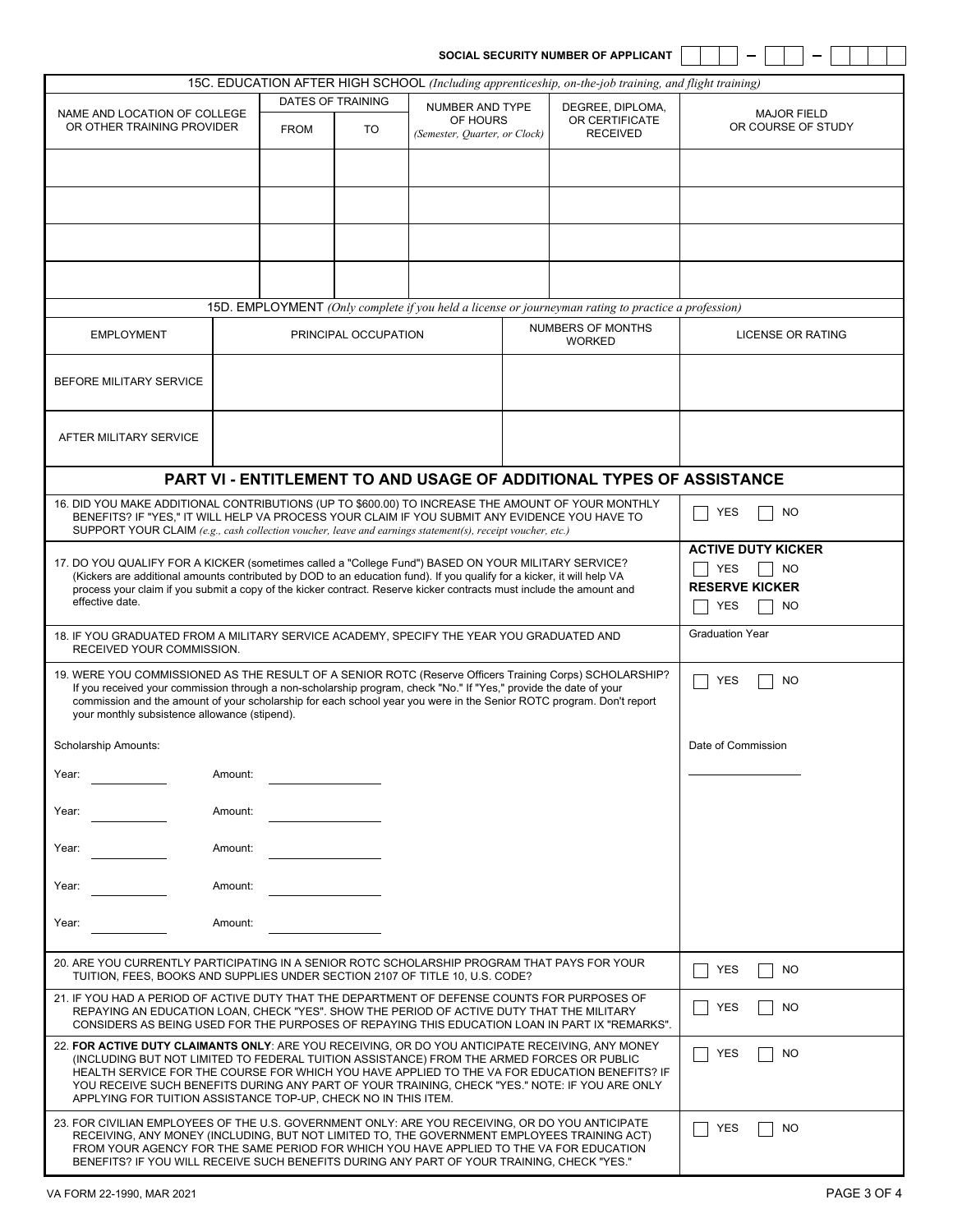SOCIAL SECURITY NUMBER OF APPLICANT [ ][ ][ ] – [ ][ ] – [ ][ ][ ][ ]

### 15C. EDUCATION AFTER HIGH SCHOOL *(Including apprenticeship, on-the-job training, and flight training)*

| NAME AND LOCATION OF COLLEGE OR OTHER TRAINING PROVIDER | DATES OF TRAINING | | NUMBER AND TYPE OF HOURS *(Semester, Quarter, or Clock)* | DEGREE, DIPLOMA, OR CERTIFICATE RECEIVED | MAJOR FIELD OR COURSE OF STUDY |
|---|---|---|---|---|---|
| | FROM | TO | | | |
| | | | | | |
| | | | | | |
| | | | | | |
| | | | | | |

### 15D. EMPLOYMENT *(Only complete if you held a license or journeyman rating to practice a profession)*

| EMPLOYMENT | PRINCIPAL OCCUPATION | NUMBERS OF MONTHS WORKED | LICENSE OR RATING |
|---|---|---|---|
| BEFORE MILITARY SERVICE | | | |
| AFTER MILITARY SERVICE | | | |

## PART VI - ENTITLEMENT TO AND USAGE OF ADDITIONAL TYPES OF ASSISTANCE

16. DID YOU MAKE ADDITIONAL CONTRIBUTIONS (UP TO $600.00) TO INCREASE THE AMOUNT OF YOUR MONTHLY BENEFITS? IF "YES," IT WILL HELP VA PROCESS YOUR CLAIM IF YOU SUBMIT ANY EVIDENCE YOU HAVE TO SUPPORT YOUR CLAIM *(e.g., cash collection voucher, leave and earnings statement(s), receipt voucher, etc.)*

☐ YES ☐ NO

17. DO YOU QUALIFY FOR A KICKER (sometimes called a "College Fund") BASED ON YOUR MILITARY SERVICE? (Kickers are additional amounts contributed by DOD to an education fund). If you qualify for a kicker, it will help VA process your claim if you submit a copy of the kicker contract. Reserve kicker contracts must include the amount and effective date.

**ACTIVE DUTY KICKER** ☐ YES ☐ NO

**RESERVE KICKER** ☐ YES ☐ NO

18. IF YOU GRADUATED FROM A MILITARY SERVICE ACADEMY, SPECIFY THE YEAR YOU GRADUATED AND RECEIVED YOUR COMMISSION.

Graduation Year

19. WERE YOU COMMISSIONED AS THE RESULT OF A SENIOR ROTC (Reserve Officers Training Corps) SCHOLARSHIP? If you received your commission through a non-scholarship program, check "No." If "Yes," provide the date of your commission and the amount of your scholarship for each school year you were in the Senior ROTC program. Don't report your monthly subsistence allowance (stipend).

☐ YES ☐ NO

Scholarship Amounts:

Year: \_\_\_\_\_\_\_\_ Amount: \_\_\_\_\_\_\_\_

Year: \_\_\_\_\_\_\_\_ Amount: \_\_\_\_\_\_\_\_

Year: \_\_\_\_\_\_\_\_ Amount: \_\_\_\_\_\_\_\_

Year: \_\_\_\_\_\_\_\_ Amount: \_\_\_\_\_\_\_\_

Year: \_\_\_\_\_\_\_\_ Amount: \_\_\_\_\_\_\_\_

Date of Commission \_\_\_\_\_\_\_\_

20. ARE YOU CURRENTLY PARTICIPATING IN A SENIOR ROTC SCHOLARSHIP PROGRAM THAT PAYS FOR YOUR TUITION, FEES, BOOKS AND SUPPLIES UNDER SECTION 2107 OF TITLE 10, U.S. CODE?

☐ YES ☐ NO

21. IF YOU HAD A PERIOD OF ACTIVE DUTY THAT THE DEPARTMENT OF DEFENSE COUNTS FOR PURPOSES OF REPAYING AN EDUCATION LOAN, CHECK "YES". SHOW THE PERIOD OF ACTIVE DUTY THAT THE MILITARY CONSIDERS AS BEING USED FOR THE PURPOSES OF REPAYING THIS EDUCATION LOAN IN PART IX "REMARKS".

☐ YES ☐ NO

22. **FOR ACTIVE DUTY CLAIMANTS ONLY**: ARE YOU RECEIVING, OR DO YOU ANTICIPATE RECEIVING, ANY MONEY (INCLUDING BUT NOT LIMITED TO FEDERAL TUITION ASSISTANCE) FROM THE ARMED FORCES OR PUBLIC HEALTH SERVICE FOR THE COURSE FOR WHICH YOU HAVE APPLIED TO THE VA FOR EDUCATION BENEFITS? IF YOU RECEIVE SUCH BENEFITS DURING ANY PART OF YOUR TRAINING, CHECK "YES." NOTE: IF YOU ARE ONLY APPLYING FOR TUITION ASSISTANCE TOP-UP, CHECK NO IN THIS ITEM.

☐ YES ☐ NO

23. FOR CIVILIAN EMPLOYEES OF THE U.S. GOVERNMENT ONLY: ARE YOU RECEIVING, OR DO YOU ANTICIPATE RECEIVING, ANY MONEY (INCLUDING, BUT NOT LIMITED TO, THE GOVERNMENT EMPLOYEES TRAINING ACT) FROM YOUR AGENCY FOR THE SAME PERIOD FOR WHICH YOU HAVE APPLIED TO THE VA FOR EDUCATION BENEFITS? IF YOU WILL RECEIVE SUCH BENEFITS DURING ANY PART OF YOUR TRAINING, CHECK "YES."

☐ YES ☐ NO

VA FORM 22-1990, MAR 2021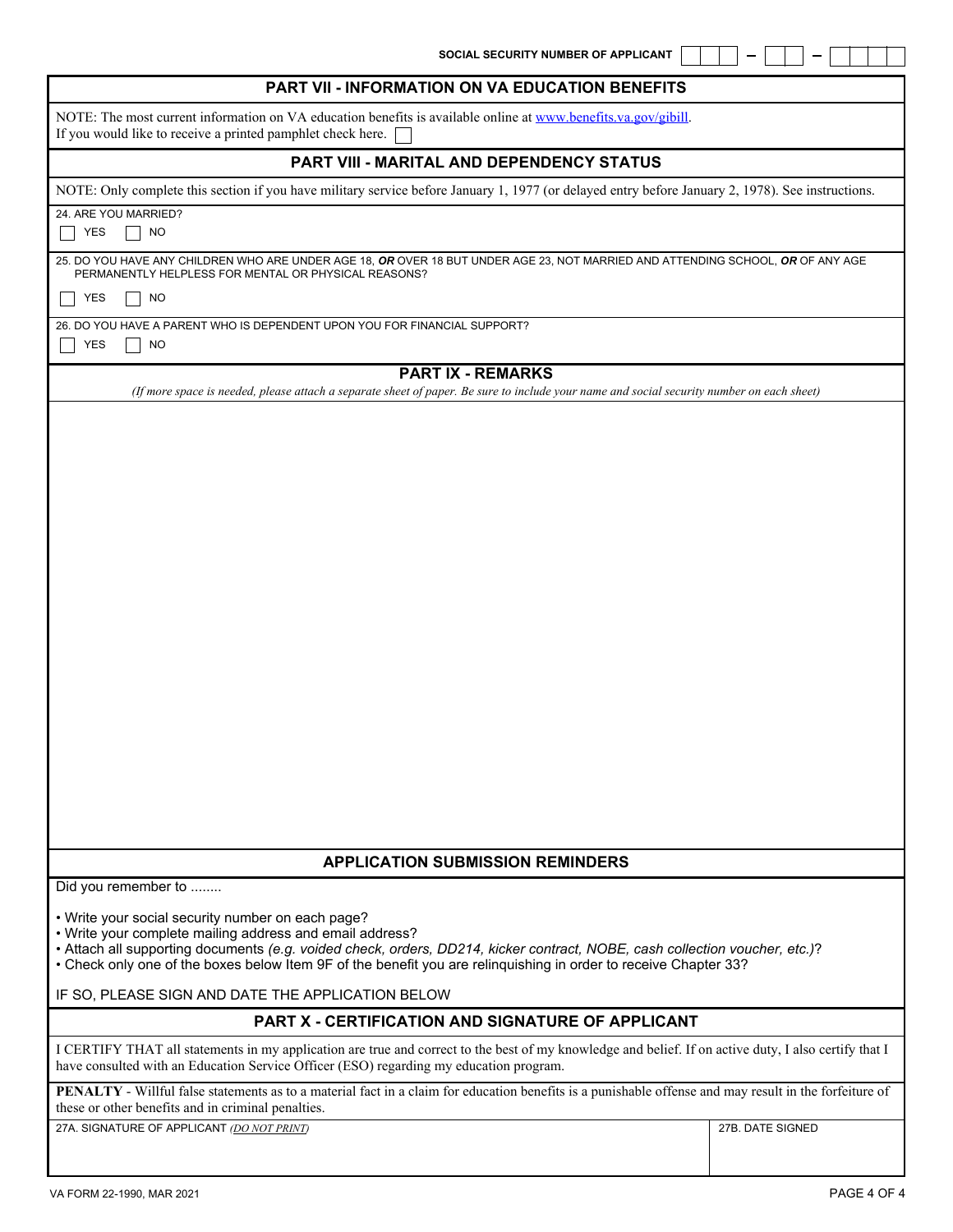SOCIAL SECURITY NUMBER OF APPLICANT ☐☐☐ – ☐☐ – ☐☐☐☐

## PART VII - INFORMATION ON VA EDUCATION BENEFITS

NOTE: The most current information on VA education benefits is available online at www.benefits.va.gov/gibill.
If you would like to receive a printed pamphlet check here. ☐

## PART VIII - MARITAL AND DEPENDENCY STATUS

NOTE: Only complete this section if you have military service before January 1, 1977 (or delayed entry before January 2, 1978). See instructions.

24. ARE YOU MARRIED?

☐ YES ☐ NO

25. DO YOU HAVE ANY CHILDREN WHO ARE UNDER AGE 18, ***OR*** OVER 18 BUT UNDER AGE 23, NOT MARRIED AND ATTENDING SCHOOL, ***OR*** OF ANY AGE PERMANENTLY HELPLESS FOR MENTAL OR PHYSICAL REASONS?

☐ YES ☐ NO

26. DO YOU HAVE A PARENT WHO IS DEPENDENT UPON YOU FOR FINANCIAL SUPPORT?

☐ YES ☐ NO

## PART IX - REMARKS

*(If more space is needed, please attach a separate sheet of paper. Be sure to include your name and social security number on each sheet)*

## APPLICATION SUBMISSION REMINDERS

Did you remember to ........

- Write your social security number on each page?
- Write your complete mailing address and email address?
- Attach all supporting documents *(e.g. voided check, orders, DD214, kicker contract, NOBE, cash collection voucher, etc.)*?
- Check only one of the boxes below Item 9F of the benefit you are relinquishing in order to receive Chapter 33?

IF SO, PLEASE SIGN AND DATE THE APPLICATION BELOW

## PART X - CERTIFICATION AND SIGNATURE OF APPLICANT

I CERTIFY THAT all statements in my application are true and correct to the best of my knowledge and belief. If on active duty, I also certify that I have consulted with an Education Service Officer (ESO) regarding my education program.

**PENALTY** - Willful false statements as to a material fact in a claim for education benefits is a punishable offense and may result in the forfeiture of these or other benefits and in criminal penalties.

| 27A. SIGNATURE OF APPLICANT *(DO NOT PRINT)* | 27B. DATE SIGNED |
|---|---|
| | |

VA FORM 22-1990, MAR 2021